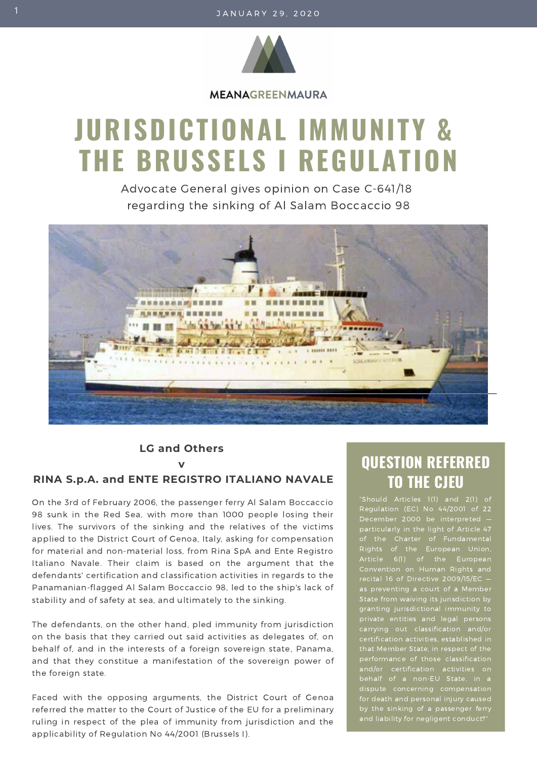MEANAGREENMAURA

# JURISDICTIONAL IMMUNITY & THE BRUSSELS I REGULATION

Advocate General gives opinion on Case C-641/18 regarding the sinking of Al Salam Boccaccio 98

**LG and Others**

**v**

**RINA S.p.A. and ENTE REGISTRO ITALIANO NAVALE**

On the 3rd of February 2006, the passenger ferry Al Salam Boccaccio 98 sunk in the Red Sea, with more than 1000 people losing their lives. The survivors of the sinking and the relatives of the victims applied to the District Court of Genoa, Italy, asking for compensation for material and non-material loss, from Rina SpA and Ente Registro Italiano Navale. Their claim is based on the argument that the defendants' certification and classification activities in regards to the Panamanian-flagged Al Salam Boccaccio 98, led to the ship's lack of stability and of safety at sea, and ultimately to the sinking.

The defendants, on the other hand, pled immunity from jurisdiction on the basis that they carried out said activities as delegates of, on behalf of, and in the interests of a foreign sovereign state, Panama, and that they constitue a manifestation of the sovereign power of the foreign state.

Faced with the opposing arguments, the District Court of Genoa referred the matter to the Court of Justice of the EU for a preliminary ruling in respect of the plea of immunity from jurisdiction and the applicability of Regulation No 44/2001 (Brussels I).

## QUESTION REFERRED TO THE CJEU

"Should Articles 1(1) and 2(1) of Regulation (EC) No 44/2001 of 22 December 2000 be interpreted — particularly in the light of Article 47 of the Charter of Fundamental Rights of the European Union, Article 6(1) of the European Convention on Human Rights and recital 16 of Directive 2009/15/EC — as preventing a court of a Member State from waiving its jurisdiction by granting jurisdictional immunity to private entities and legal persons carrying out classification and/or certification activities, established in that Member State, in respect of the performance of those classification and/or certification activities on behalf of a non-EU State, in a dispute concerning compensation for death and personal injury caused by the sinking of a passenger ferry and liability for negligent conduct?"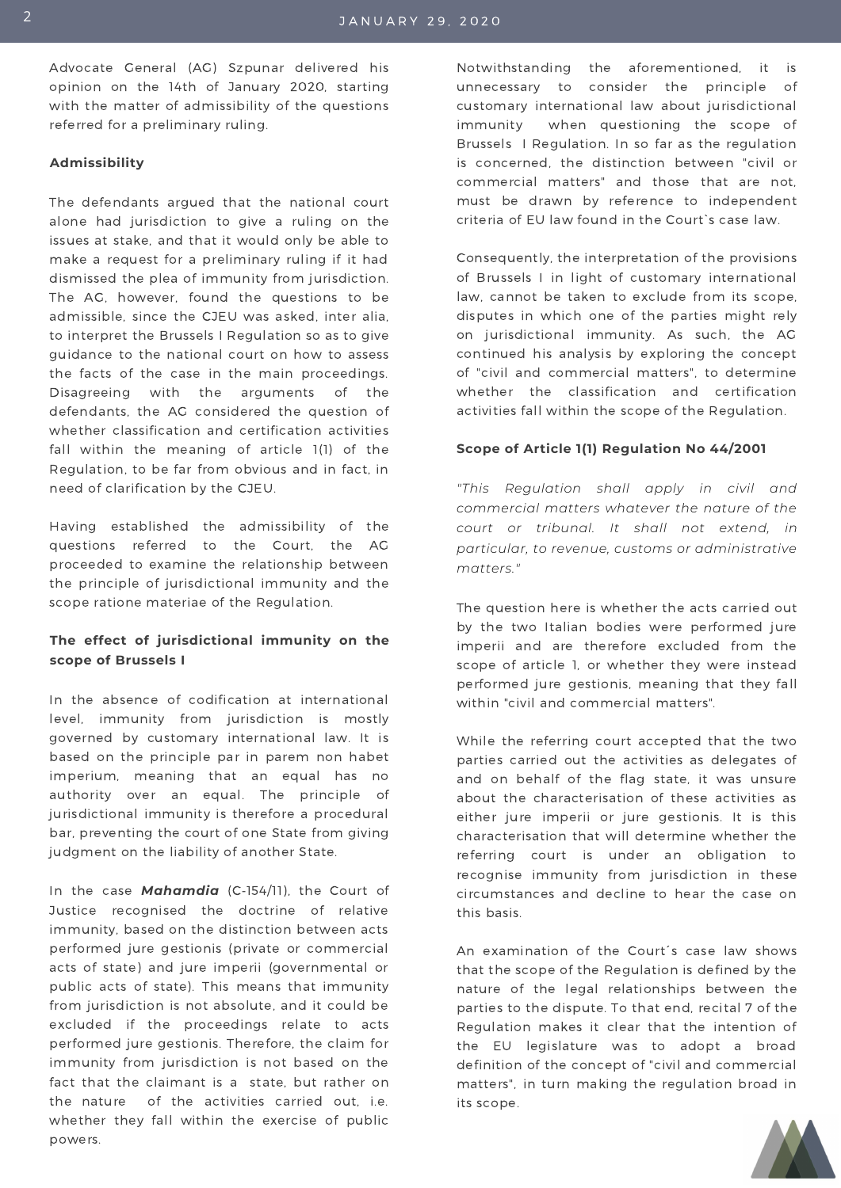Advocate General (AG) Szpunar delivered his opinion on the 14th of January 2020, starting with the matter of admissibility of the questions referred for a preliminary ruling.

**Admissibility**

The defendants argued that the national court alone had jurisdiction to give a ruling on the issues at stake, and that it would only be able to make a request for a preliminary ruling if it had dismissed the plea of immunity from jurisdiction. The AG, however, found the questions to be admissible, since the CJEU was asked, inter alia, to interpret the Brussels I Regulation so as to give guidance to the national court on how to assess the facts of the case in the main proceedings. Disagreeing with the arguments of the defendants, the AG considered the question of whether classification and certification activities fall within the meaning of article 1(1) of the Regulation, to be far from obvious and in fact, in need of clarification by the CJEU.

Having established the admissibility of the questions referred to the Court, the AG proceeded to examine the relationship between the principle of jurisdictional immunity and the scope ratione materiae of the Regulation.

**The effect of jurisdictional immunity on the scope of Brussels I**

In the absence of codification at international level, immunity from jurisdiction is mostly governed by customary international law. It is based on the principle par in parem non habet imperium, meaning that an equal has no authority over an equal. The principle of jurisdictional immunity is therefore a procedural bar, preventing the court of one State from giving judgment on the liability of another State.

In the case ***Mahamdia*** (C-154/11), the Court of Justice recognised the doctrine of relative immunity, based on the distinction between acts performed jure gestionis (private or commercial acts of state) and jure imperii (governmental or public acts of state). This means that immunity from jurisdiction is not absolute, and it could be excluded if the proceedings relate to acts performed jure gestionis. Therefore, the claim for immunity from jurisdiction is not based on the fact that the claimant is a state, but rather on the nature of the activities carried out, i.e. whether they fall within the exercise of public powers.

Notwithstanding the aforementioned, it is unnecessary to consider the principle of customary international law about jurisdictional immunity when questioning the scope of Brussels I Regulation. In so far as the regulation is concerned, the distinction between "civil or commercial matters" and those that are not, must be drawn by reference to independent criteria of EU law found in the Court`s case law.

Consequently, the interpretation of the provisions of Brussels I in light of customary international law, cannot be taken to exclude from its scope, disputes in which one of the parties might rely on jurisdictional immunity. As such, the AG continued his analysis by exploring the concept of "civil and commercial matters", to determine whether the classification and certification activities fall within the scope of the Regulation.

**Scope of Article 1(1) Regulation No 44/2001**

*"This Regulation shall apply in civil and commercial matters whatever the nature of the court or tribunal. It shall not extend, in particular, to revenue, customs or administrative matters."*

The question here is whether the acts carried out by the two Italian bodies were performed jure imperii and are therefore excluded from the scope of article 1, or whether they were instead performed jure gestionis, meaning that they fall within "civil and commercial matters".

While the referring court accepted that the two parties carried out the activities as delegates of and on behalf of the flag state, it was unsure about the characterisation of these activities as either jure imperii or jure gestionis. It is this characterisation that will determine whether the referring court is under an obligation to recognise immunity from jurisdiction in these circumstances and decline to hear the case on this basis.

An examination of the Court´s case law shows that the scope of the Regulation is defined by the nature of the legal relationships between the parties to the dispute. To that end, recital 7 of the Regulation makes it clear that the intention of the EU legislature was to adopt a broad definition of the concept of "civil and commercial matters", in turn making the regulation broad in its scope.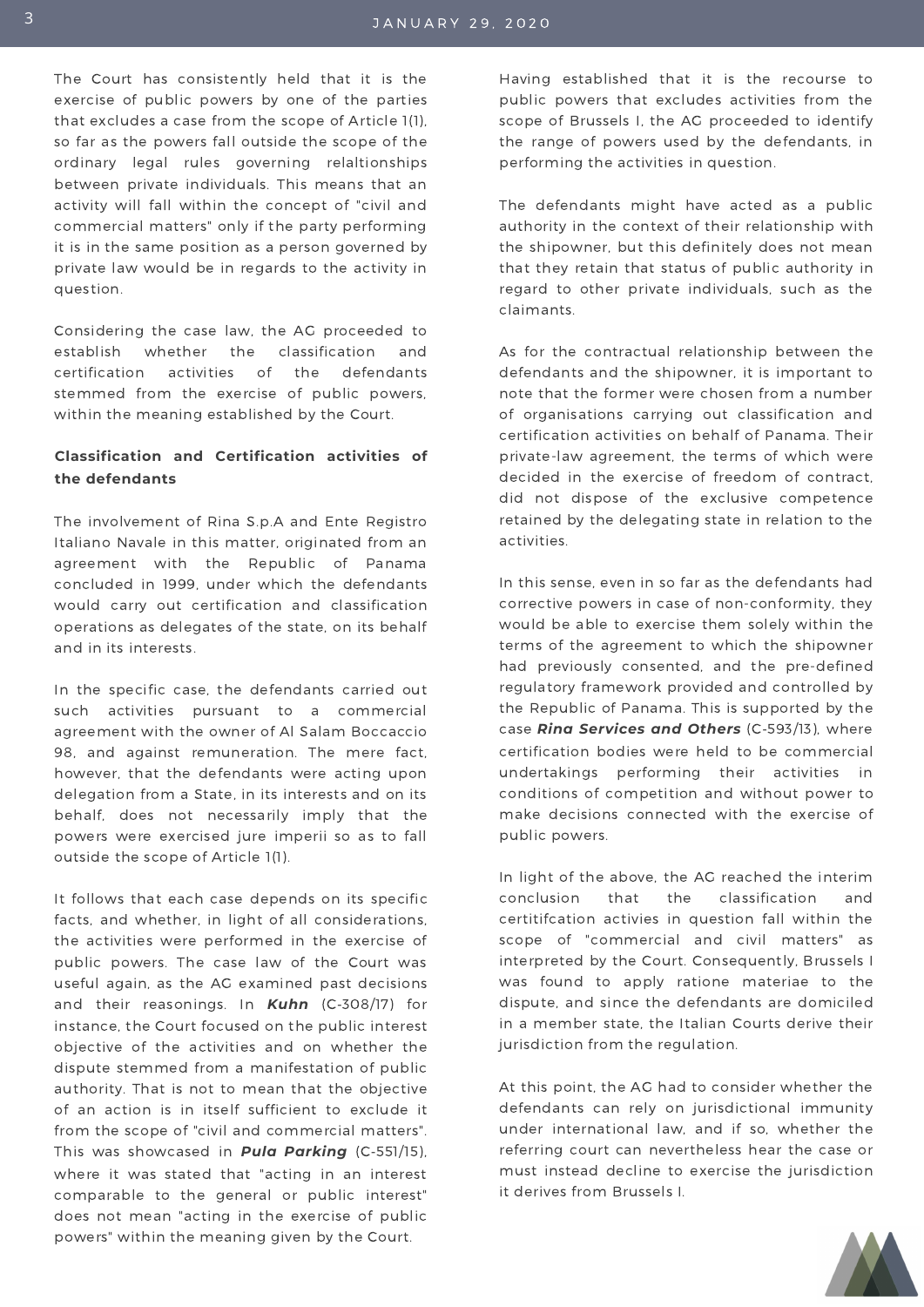The Court has consistently held that it is the exercise of public powers by one of the parties that excludes a case from the scope of Article 1(1), so far as the powers fall outside the scope of the ordinary legal rules governing relaltionships between private individuals. This means that an activity will fall within the concept of "civil and commercial matters" only if the party performing it is in the same position as a person governed by private law would be in regards to the activity in question.

Considering the case law, the AG proceeded to establish whether the classification and certification activities of the defendants stemmed from the exercise of public powers, within the meaning established by the Court.

**Classification and Certification activities of the defendants**

The involvement of Rina S.p.A and Ente Registro Italiano Navale in this matter, originated from an agreement with the Republic of Panama concluded in 1999, under which the defendants would carry out certification and classification operations as delegates of the state, on its behalf and in its interests.

In the specific case, the defendants carried out such activities pursuant to a commercial agreement with the owner of Al Salam Boccaccio 98, and against remuneration. The mere fact, however, that the defendants were acting upon delegation from a State, in its interests and on its behalf, does not necessarily imply that the powers were exercised jure imperii so as to fall outside the scope of Article 1(1).

It follows that each case depends on its specific facts, and whether, in light of all considerations, the activities were performed in the exercise of public powers. The case law of the Court was useful again, as the AG examined past decisions and their reasonings. In ***Kuhn*** (C-308/17) for instance, the Court focused on the public interest objective of the activities and on whether the dispute stemmed from a manifestation of public authority. That is not to mean that the objective of an action is in itself sufficient to exclude it from the scope of "civil and commercial matters". This was showcased in ***Pula Parking*** (C-551/15), where it was stated that "acting in an interest comparable to the general or public interest" does not mean "acting in the exercise of public powers" within the meaning given by the Court.

Having established that it is the recourse to public powers that excludes activities from the scope of Brussels I, the AG proceeded to identify the range of powers used by the defendants, in performing the activities in question.

The defendants might have acted as a public authority in the context of their relationship with the shipowner, but this definitely does not mean that they retain that status of public authority in regard to other private individuals, such as the claimants.

As for the contractual relationship between the defendants and the shipowner, it is important to note that the former were chosen from a number of organisations carrying out classification and certification activities on behalf of Panama. Their private-law agreement, the terms of which were decided in the exercise of freedom of contract, did not dispose of the exclusive competence retained by the delegating state in relation to the activities.

In this sense, even in so far as the defendants had corrective powers in case of non-conformity, they would be able to exercise them solely within the terms of the agreement to which the shipowner had previously consented, and the pre-defined regulatory framework provided and controlled by the Republic of Panama. This is supported by the case ***Rina Services and Others*** (C-593/13), where certification bodies were held to be commercial undertakings performing their activities in conditions of competition and without power to make decisions connected with the exercise of public powers.

In light of the above, the AG reached the interim conclusion that the classification and certitifcation activies in question fall within the scope of "commercial and civil matters" as interpreted by the Court. Consequently, Brussels I was found to apply ratione materiae to the dispute, and since the defendants are domiciled in a member state, the Italian Courts derive their jurisdiction from the regulation.

At this point, the AG had to consider whether the defendants can rely on jurisdictional immunity under international law, and if so, whether the referring court can nevertheless hear the case or must instead decline to exercise the jurisdiction it derives from Brussels I.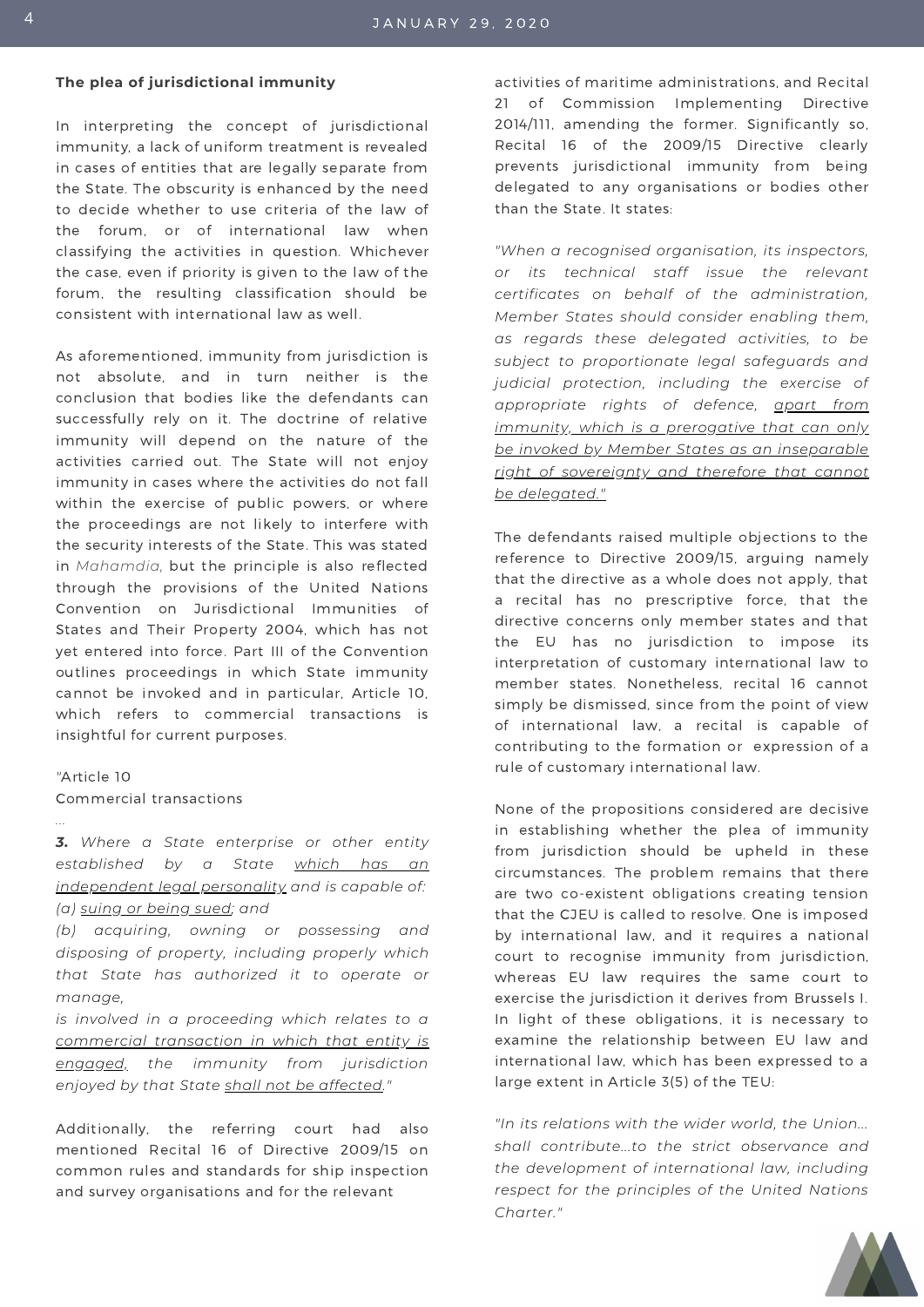**The plea of jurisdictional immunity**

In interpreting the concept of jurisdictional immunity, a lack of uniform treatment is revealed in cases of entities that are legally separate from the State. The obscurity is enhanced by the need to decide whether to use criteria of the law of the forum, or of international law when classifying the activities in question. Whichever the case, even if priority is given to the law of the forum, the resulting classification should be consistent with international law as well.

As aforementioned, immunity from jurisdiction is not absolute, and in turn neither is the conclusion that bodies like the defendants can successfully rely on it. The doctrine of relative immunity will depend on the nature of the activities carried out. The State will not enjoy immunity in cases where the activities do not fall within the exercise of public powers, or where the proceedings are not likely to interfere with the security interests of the State. This was stated in *Mahamdia*, but the principle is also reflected through the provisions of the United Nations Convention on Jurisdictional Immunities of States and Their Property 2004, which has not yet entered into force. Part III of the Convention outlines proceedings in which State immunity cannot be invoked and in particular, Article 10, which refers to commercial transactions is insightful for current purposes.

"Article 10
Commercial transactions
...
***3.*** *Where a State enterprise or other entity established by a State <u>which has an independent legal personality</u> and is capable of:*
*(a) <u>suing or being sued</u>; and*
*(b) acquiring, owning or possessing and disposing of property, including properly which that State has authorized it to operate or manage,*
*is involved in a proceeding which relates to a <u>commercial transaction in which that entity is engaged</u>, the immunity from jurisdiction enjoyed by that State <u>shall not be affected</u>."*

Additionally, the referring court had also mentioned Recital 16 of Directive 2009/15 on common rules and standards for ship inspection and survey organisations and for the relevant activities of maritime administrations, and Recital 21 of Commission Implementing Directive 2014/111, amending the former. Significantly so, Recital 16 of the 2009/15 Directive clearly prevents jurisdictional immunity from being delegated to any organisations or bodies other than the State. It states:

*"When a recognised organisation, its inspectors, or its technical staff issue the relevant certificates on behalf of the administration, Member States should consider enabling them, as regards these delegated activities, to be subject to proportionate legal safeguards and judicial protection, including the exercise of appropriate rights of defence, <u>apart from immunity, which is a prerogative that can only be invoked by Member States as an inseparable right of sovereignty and therefore that cannot be delegated.</u>"*

The defendants raised multiple objections to the reference to Directive 2009/15, arguing namely that the directive as a whole does not apply, that a recital has no prescriptive force, that the directive concerns only member states and that the EU has no jurisdiction to impose its interpretation of customary international law to member states. Nonetheless, recital 16 cannot simply be dismissed, since from the point of view of international law, a recital is capable of contributing to the formation or expression of a rule of customary international law.

None of the propositions considered are decisive in establishing whether the plea of immunity from jurisdiction should be upheld in these circumstances. The problem remains that there are two co-existent obligations creating tension that the CJEU is called to resolve. One is imposed by international law, and it requires a national court to recognise immunity from jurisdiction, whereas EU law requires the same court to exercise the jurisdiction it derives from Brussels I. In light of these obligations, it is necessary to examine the relationship between EU law and international law, which has been expressed to a large extent in Article 3(5) of the TEU:

*"In its relations with the wider world, the Union... shall contribute...to the strict observance and the development of international law, including respect for the principles of the United Nations Charter."*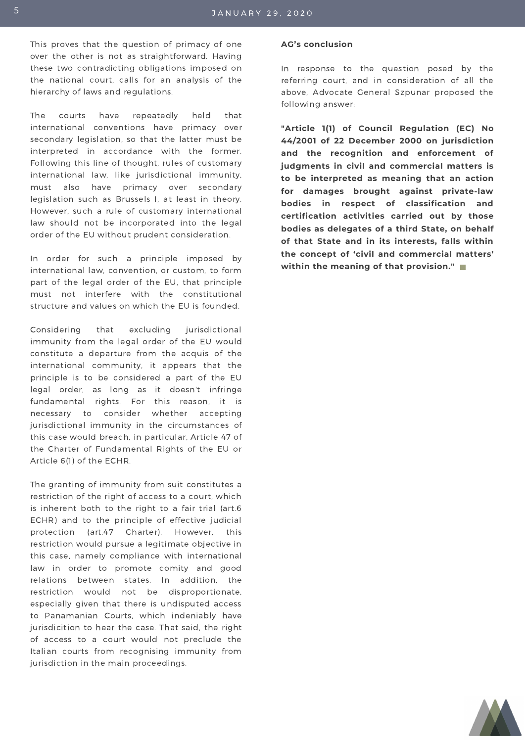This proves that the question of primacy of one over the other is not as straightforward. Having these two contradicting obligations imposed on the national court, calls for an analysis of the hierarchy of laws and regulations.

The courts have repeatedly held that international conventions have primacy over secondary legislation, so that the latter must be interpreted in accordance with the former. Following this line of thought, rules of customary international law, like jurisdictional immunity, must also have primacy over secondary legislation such as Brussels I, at least in theory. However, such a rule of customary international law should not be incorporated into the legal order of the EU without prudent consideration.

In order for such a principle imposed by international law, convention, or custom, to form part of the legal order of the EU, that principle must not interfere with the constitutional structure and values on which the EU is founded.

Considering that excluding jurisdictional immunity from the legal order of the EU would constitute a departure from the acquis of the international community, it appears that the principle is to be considered a part of the EU legal order, as long as it doesn't infringe fundamental rights. For this reason, it is necessary to consider whether accepting jurisdictional immunity in the circumstances of this case would breach, in particular, Article 47 of the Charter of Fundamental Rights of the EU or Article 6(1) of the ECHR.

The granting of immunity from suit constitutes a restriction of the right of access to a court, which is inherent both to the right to a fair trial (art.6 ECHR) and to the principle of effective judicial protection (art.47 Charter). However, this restriction would pursue a legitimate objective in this case, namely compliance with international law in order to promote comity and good relations between states. In addition, the restriction would not be disproportionate, especially given that there is undisputed access to Panamanian Courts, which indeniably have jurisdicition to hear the case. That said, the right of access to a court would not preclude the Italian courts from recognising immunity from jurisdiction in the main proceedings.

**AG's conclusion**

In response to the question posed by the referring court, and in consideration of all the above, Advocate General Szpunar proposed the following answer:

**"Article 1(1) of Council Regulation (EC) No 44/2001 of 22 December 2000 on jurisdiction and the recognition and enforcement of judgments in civil and commercial matters is to be interpreted as meaning that an action for damages brought against private-law bodies in respect of classification and certification activities carried out by those bodies as delegates of a third State, on behalf of that State and in its interests, falls within the concept of 'civil and commercial matters' within the meaning of that provision."**